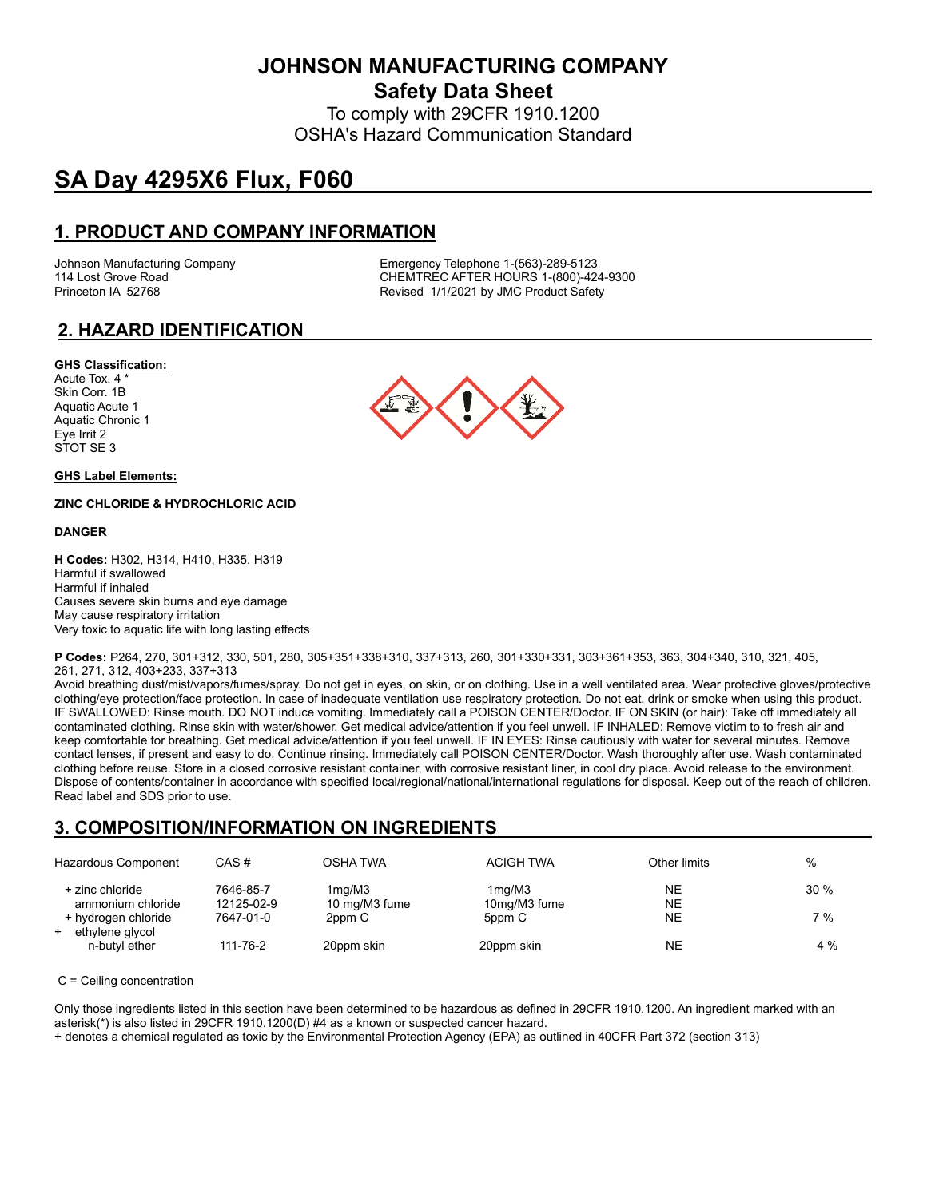# JOHNSON MANUFACTURING COMPANY

## Safety Data Sheet

To comply with 29CFR 1910.1200
OSHA's Hazard Communication Standard

# SA Day 4295X6 Flux, F060

## 1. PRODUCT AND COMPANY INFORMATION

Johnson Manufacturing Company
114 Lost Grove Road
Princeton IA 52768

Emergency Telephone 1-(563)-289-5123
CHEMTREC AFTER HOURS 1-(800)-424-9300
Revised 1/1/2021 by JMC Product Safety

## 2. HAZARD IDENTIFICATION

**GHS Classification:**

Acute Tox. 4 *
Skin Corr. 1B
Aquatic Acute 1
Aquatic Chronic 1
Eye Irrit 2
STOT SE 3

**GHS Label Elements:**

**ZINC CHLORIDE & HYDROCHLORIC ACID**

**DANGER**

**H Codes:** H302, H314, H410, H335, H319
Harmful if swallowed
Harmful if inhaled
Causes severe skin burns and eye damage
May cause respiratory irritation
Very toxic to aquatic life with long lasting effects

**P Codes:** P264, 270, 301+312, 330, 501, 280, 305+351+338+310, 337+313, 260, 301+330+331, 303+361+353, 363, 304+340, 310, 321, 405, 261, 271, 312, 403+233, 337+313

Avoid breathing dust/mist/vapors/fumes/spray. Do not get in eyes, on skin, or on clothing. Use in a well ventilated area. Wear protective gloves/protective clothing/eye protection/face protection. In case of inadequate ventilation use respiratory protection. Do not eat, drink or smoke when using this product. IF SWALLOWED: Rinse mouth. DO NOT induce vomiting. Immediately call a POISON CENTER/Doctor. IF ON SKIN (or hair): Take off immediately all contaminated clothing. Rinse skin with water/shower. Get medical advice/attention if you feel unwell. IF INHALED: Remove victim to to fresh air and keep comfortable for breathing. Get medical advice/attention if you feel unwell. IF IN EYES: Rinse cautiously with water for several minutes. Remove contact lenses, if present and easy to do. Continue rinsing. Immediately call POISON CENTER/Doctor. Wash thoroughly after use. Wash contaminated clothing before reuse. Store in a closed corrosive resistant container, with corrosive resistant liner, in cool dry place. Avoid release to the environment. Dispose of contents/container in accordance with specified local/regional/national/international regulations for disposal. Keep out of the reach of children. Read label and SDS prior to use.

## 3. COMPOSITION/INFORMATION ON INGREDIENTS

| Hazardous Component | CAS # | OSHA TWA | ACIGH TWA | Other limits | % |
|---|---|---|---|---|---|
| + zinc chloride | 7646-85-7 | 1mg/M3 | 1mg/M3 | NE | 30 % |
| ammonium chloride | 12125-02-9 | 10 mg/M3 fume | 10mg/M3 fume | NE | |
| + hydrogen chloride | 7647-01-0 | 2ppm C | 5ppm C | NE | 7 % |
| + ethylene glycol n-butyl ether | 111-76-2 | 20ppm skin | 20ppm skin | NE | 4 % |

C = Ceiling concentration

Only those ingredients listed in this section have been determined to be hazardous as defined in 29CFR 1910.1200. An ingredient marked with an asterisk(*) is also listed in 29CFR 1910.1200(D) #4 as a known or suspected cancer hazard.

+ denotes a chemical regulated as toxic by the Environmental Protection Agency (EPA) as outlined in 40CFR Part 372 (section 313)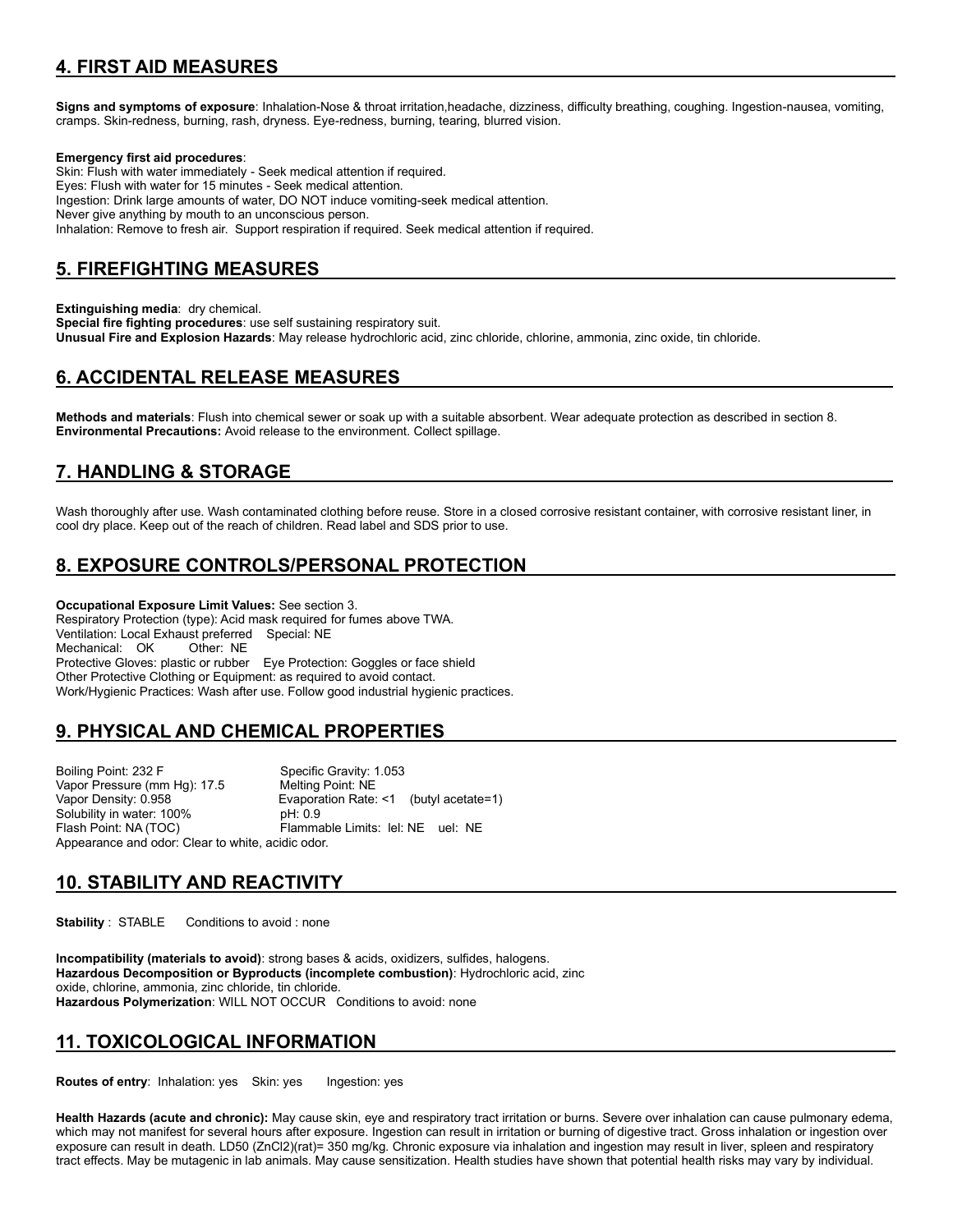## 4. FIRST AID MEASURES

**Signs and symptoms of exposure**: Inhalation-Nose & throat irritation,headache, dizziness, difficulty breathing, coughing. Ingestion-nausea, vomiting, cramps. Skin-redness, burning, rash, dryness. Eye-redness, burning, tearing, blurred vision.

**Emergency first aid procedures**:
Skin: Flush with water immediately - Seek medical attention if required.
Eyes: Flush with water for 15 minutes - Seek medical attention.
Ingestion: Drink large amounts of water, DO NOT induce vomiting-seek medical attention.
Never give anything by mouth to an unconscious person.
Inhalation: Remove to fresh air. Support respiration if required. Seek medical attention if required.

## 5. FIREFIGHTING MEASURES

**Extinguishing media**: dry chemical.
**Special fire fighting procedures**: use self sustaining respiratory suit.
**Unusual Fire and Explosion Hazards**: May release hydrochloric acid, zinc chloride, chlorine, ammonia, zinc oxide, tin chloride.

## 6. ACCIDENTAL RELEASE MEASURES

**Methods and materials**: Flush into chemical sewer or soak up with a suitable absorbent. Wear adequate protection as described in section 8.
**Environmental Precautions:** Avoid release to the environment. Collect spillage.

## 7. HANDLING & STORAGE

Wash thoroughly after use. Wash contaminated clothing before reuse. Store in a closed corrosive resistant container, with corrosive resistant liner, in cool dry place. Keep out of the reach of children. Read label and SDS prior to use.

## 8. EXPOSURE CONTROLS/PERSONAL PROTECTION

**Occupational Exposure Limit Values:** See section 3.
Respiratory Protection (type): Acid mask required for fumes above TWA.
Ventilation: Local Exhaust preferred Special: NE
Mechanical: OK Other: NE
Protective Gloves: plastic or rubber Eye Protection: Goggles or face shield
Other Protective Clothing or Equipment: as required to avoid contact.
Work/Hygienic Practices: Wash after use. Follow good industrial hygienic practices.

## 9. PHYSICAL AND CHEMICAL PROPERTIES

Boiling Point: 232 F
Specific Gravity: 1.053
Vapor Pressure (mm Hg): 17.5
Melting Point: NE
Vapor Density: 0.958
Evaporation Rate: <1 (butyl acetate=1)
Solubility in water: 100%
pH: 0.9
Flash Point: NA (TOC)
Flammable Limits: lel: NE uel: NE
Appearance and odor: Clear to white, acidic odor.

## 10. STABILITY AND REACTIVITY

**Stability** : STABLE Conditions to avoid : none

**Incompatibility (materials to avoid)**: strong bases & acids, oxidizers, sulfides, halogens.
**Hazardous Decomposition or Byproducts (incomplete combustion)**: Hydrochloric acid, zinc oxide, chlorine, ammonia, zinc chloride, tin chloride.
**Hazardous Polymerization**: WILL NOT OCCUR Conditions to avoid: none

## 11. TOXICOLOGICAL INFORMATION

**Routes of entry**: Inhalation: yes Skin: yes Ingestion: yes

**Health Hazards (acute and chronic):** May cause skin, eye and respiratory tract irritation or burns. Severe over inhalation can cause pulmonary edema, which may not manifest for several hours after exposure. Ingestion can result in irritation or burning of digestive tract. Gross inhalation or ingestion over exposure can result in death. LD50 ($ZnCl_2$)(rat)= 350 mg/kg. Chronic exposure via inhalation and ingestion may result in liver, spleen and respiratory tract effects. May be mutagenic in lab animals. May cause sensitization. Health studies have shown that potential health risks may vary by individual.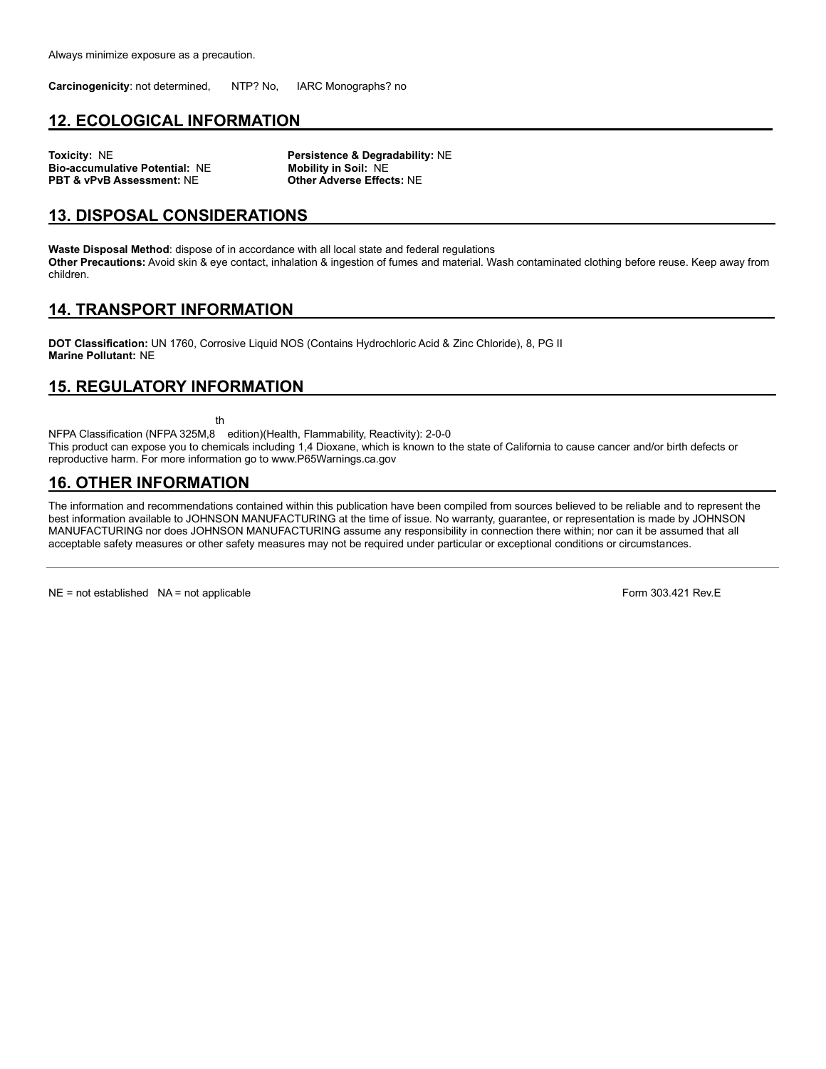Always minimize exposure as a precaution.

**Carcinogenicity**: not determined, NTP? No, IARC Monographs? no

## 12. ECOLOGICAL INFORMATION

**Toxicity:** NE
**Persistence & Degradability:** NE
**Bio-accumulative Potential:** NE
**Mobility in Soil:** NE
**PBT & vPvB Assessment:** NE
**Other Adverse Effects:** NE

## 13. DISPOSAL CONSIDERATIONS

**Waste Disposal Method**: dispose of in accordance with all local state and federal regulations
**Other Precautions:** Avoid skin & eye contact, inhalation & ingestion of fumes and material. Wash contaminated clothing before reuse. Keep away from children.

## 14. TRANSPORT INFORMATION

**DOT Classification:** UN 1760, Corrosive Liquid NOS (Contains Hydrochloric Acid & Zinc Chloride), 8, PG II
**Marine Pollutant:** NE

## 15. REGULATORY INFORMATION

NFPA Classification (NFPA 325M,8th edition)(Health, Flammability, Reactivity): 2-0-0
This product can expose you to chemicals including 1,4 Dioxane, which is known to the state of California to cause cancer and/or birth defects or reproductive harm. For more information go to www.P65Warnings.ca.gov

## 16. OTHER INFORMATION

The information and recommendations contained within this publication have been compiled from sources believed to be reliable and to represent the best information available to JOHNSON MANUFACTURING at the time of issue. No warranty, guarantee, or representation is made by JOHNSON MANUFACTURING nor does JOHNSON MANUFACTURING assume any responsibility in connection there within; nor can it be assumed that all acceptable safety measures or other safety measures may not be required under particular or exceptional conditions or circumstances.

---

NE = not established NA = not applicable

Form 303.421 Rev.E